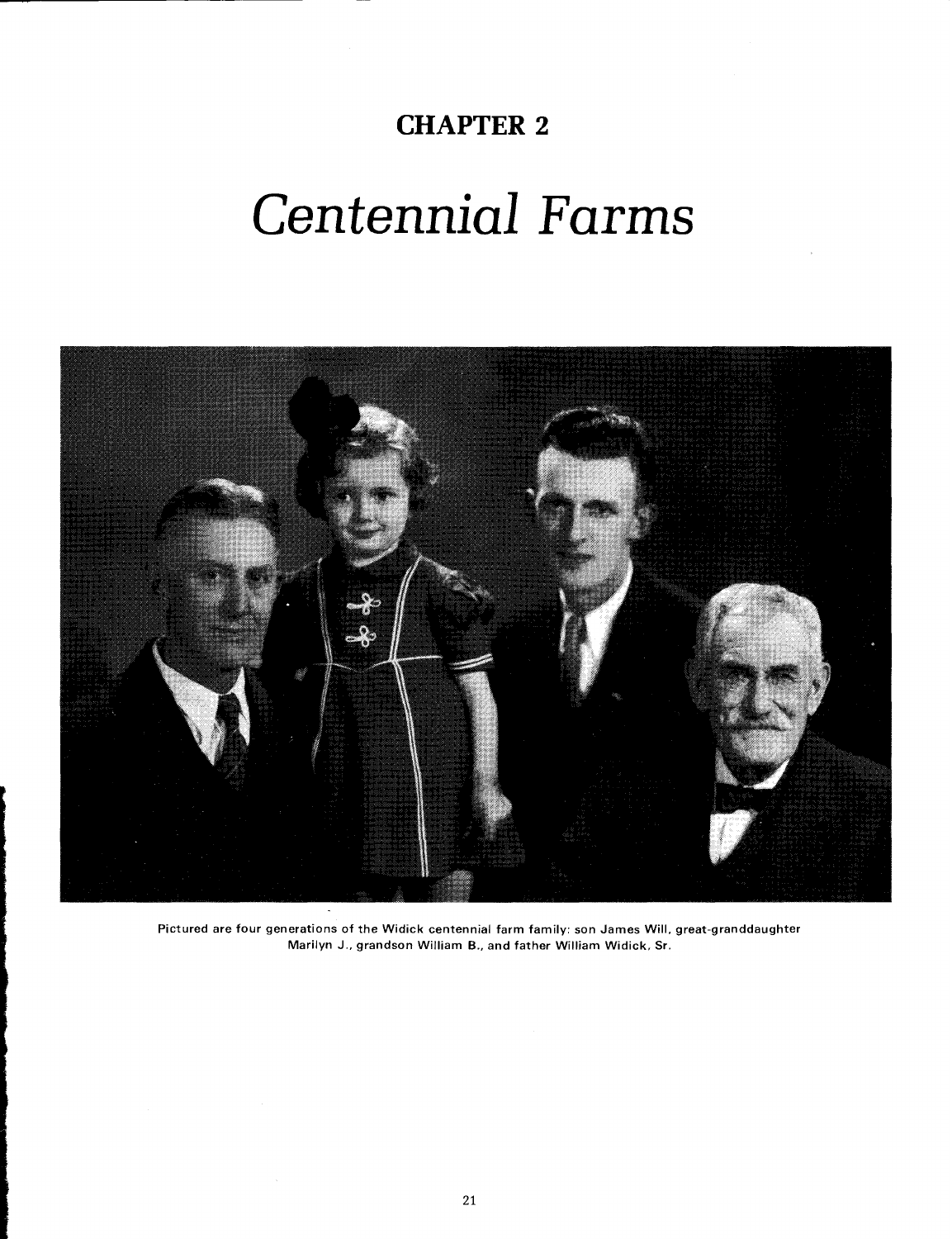# CHAPTER 2

# *Centennial Farms*

Pictured are four generations of the Widick centennial farm family: son James Will, great-granddaughter Marilyn J., grandson William B., and father William Widick, Sr.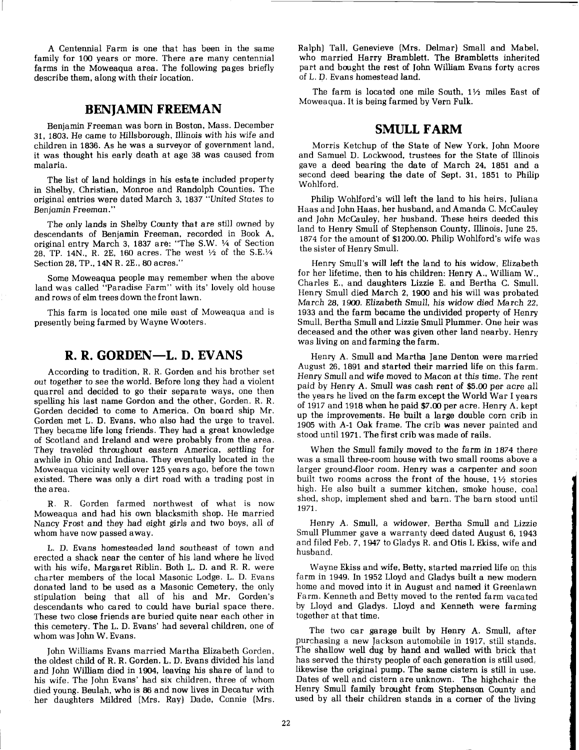A Centennial Farm is one that has been in the same family for 100 years or more. There are many centennial farms in the Moweaqua area. The following pages briefly describe them, along with their location.

## BENJAMIN FREEMAN

Benjamin Freeman was born in Boston, Mass. December 31, 1803. He came to Hillsborough, Illinois with his wife and children in 1836. As he was a surveyor of government land, it was thought his early death at age 38 was caused from malaria.

The list of land holdings in his estate included property in Shelby, Christian, Monroe and Randolph Counties. The original entries were dated March 3, 1837 "*United States to Benjamin Freeman*."

The only lands in Shelby County that are still owned by descendants of Benjamin Freeman, recorded in Book A, original entry March 3, 1837 are: "The S.W. ¼ of Section 28, TP. 14N., R. 2E, 160 acres. The west ½ of the S.E.¼ Section 28, TP., 14N R. 2E., 80 acres."

Some Moweaqua people may remember when the above land was called "Paradise Farm" with its' lovely old house and rows of elm trees down the front lawn.

This farm is located one mile east of Moweaqua and is presently being farmed by Wayne Wooters.

## R. R. GORDEN—L. D. EVANS

According to tradition, R. R. Gorden and his brother set out together to see the world. Before long they had a violent quarrel and decided to go their separate ways, one then spelling his last name Gordon and the other, Gorden. R. R. Gorden decided to come to America. On board ship Mr. Gorden met L. D. Evans, who also had the urge to travel. They became life long friends. They had a great knowledge of Scotland and Ireland and were probably from the area. They traveled throughout eastern America, settling for awhile in Ohio and Indiana. They eventually located in the Moweaqua vicinity well over 125 years ago, before the town existed. There was only a dirt road with a trading post in the area.

R. R. Gorden farmed northwest of what is now Moweaqua and had his own blacksmith shop. He married Nancy Frost and they had eight girls and two boys, all of whom have now passed away.

L. D. Evans homesteaded land southeast of town and erected a shack near the center of his land where he lived with his wife, Margaret Riblin. Both L. D. and R. R. were charter members of the local Masonic Lodge. L. D. Evans donated land to be used as a Masonic Cemetery, the only stipulation being that all of his and Mr. Gorden's descendants who cared to could have burial space there. These two close friends are buried quite near each other in this cemetery. The L. D. Evans' had several children, one of whom was John W. Evans.

John Williams Evans married Martha Elizabeth Gorden, the oldest child of R. R. Gorden. L. D. Evans divided his land and John William died in 1904, leaving his share of land to his wife. The John Evans' had six children, three of whom died young. Beulah, who is 86 and now lives in Decatur with her daughters Mildred (Mrs. Ray) Dade, Connie (Mrs. Ralph) Tall, Genevieve (Mrs. Delmar) Small and Mabel, who married Harry Bramblett. The Brambletts inherited part and bought the rest of John William Evans forty acres of L. D. Evans homestead land.

The farm is located one mile South, 1½ miles East of Moweaqua. It is being farmed by Vern Fulk.

## SMULL FARM

Morris Ketchup of the State of New York, John Moore and Samuel D. Lockwood, trustees for the State of Illinois gave a deed bearing the date of March 24, 1851 and a second deed bearing the date of Sept. 31, 1851 to Philip Wohlford.

Philip Wohlford's will left the land to his heirs, Juliana Haas and John Haas, her husband, and Amanda C. McCauley and John McCauley, her husband. These heirs deeded this land to Henry Smull of Stephenson County, Illinois, June 25, 1874 for the amount of $1200.00. Philip Wohlford's wife was the sister of Henry Smull.

Henry Smull's will left the land to his widow, Elizabeth for her lifetime, then to his children: Henry A., William W., Charles E., and daughters Lizzie E. and Bertha C. Smull. Henry Smull died March 2, 1900 and his will was probated March 28, 1900. Elizabeth Smull, his widow died March 22, 1933 and the farm became the undivided property of Henry Smull, Bertha Smull and Lizzie Smull Plummer. One heir was deceased and the other was given other land nearby. Henry was living on and farming the farm.

Henry A. Smull and Martha Jane Denton were married August 26, 1891 and started their married life on this farm. Henry Smull and wife moved to Macon at this time. The rent paid by Henry A. Smull was cash rent of $5.00 per acre all the years he lived on the farm except the World War I years of 1917 and 1918 when he paid $7.00 per acre. Henry A. kept up the improvements. He built a large double corn crib in 1905 with A-1 Oak frame. The crib was never painted and stood until 1971. The first crib was made of rails.

When the Smull family moved to the farm in 1874 there was a small three-room house with two small rooms above a larger ground-floor room. Henry was a carpenter and soon built two rooms across the front of the house, 1½ stories high. He also built a summer kitchen, smoke house, coal shed, shop, implement shed and barn. The barn stood until 1971.

Henry A. Smull, a widower, Bertha Smull and Lizzie Smull Plummer gave a warranty deed dated August 6, 1943 and filed Feb. 7, 1947 to Gladys R. and Otis L Ekiss, wife and husband.

Wayne Ekiss and wife, Betty, started married life on this farm in 1949. In 1952 Lloyd and Gladys built a new modern home and moved into it in August and named it Greenlawn Farm. Kenneth and Betty moved to the rented farm vacated by Lloyd and Gladys. Lloyd and Kenneth were farming together at that time.

The two car garage built by Henry A. Smull, after purchasing a new Jackson automobile in 1917, still stands. The shallow well dug by hand and walled with brick that has served the thirsty people of each generation is still used, likewise the original pump. The same cistern is still in use. Dates of well and cistern are unknown. The highchair the Henry Smull family brought from Stephenson County and used by all their children stands in a corner of the living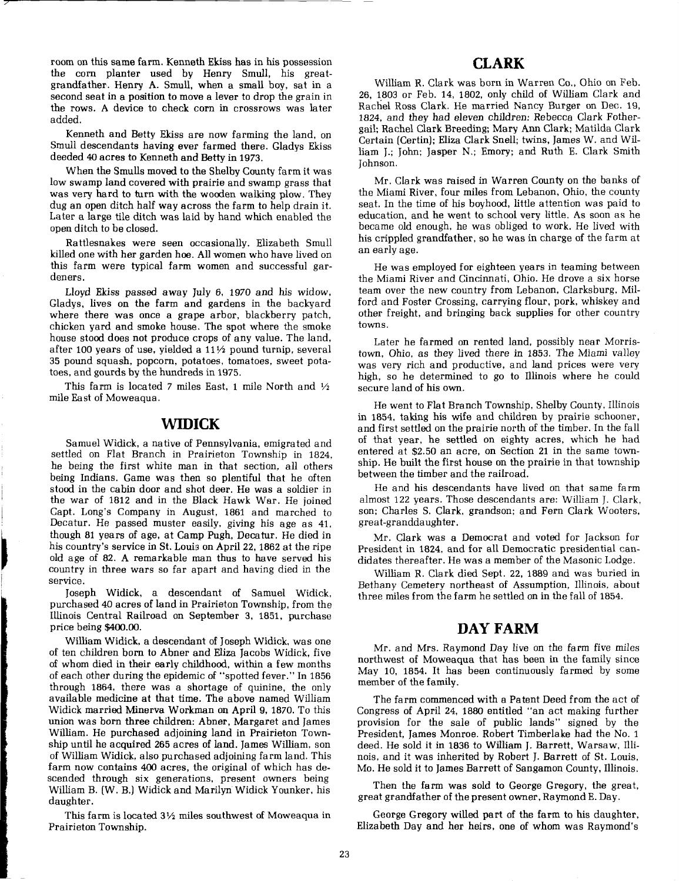room on this same farm. Kenneth Ekiss has in his possession the corn planter used by Henry Smull, his great-grandfather. Henry A. Smull, when a small boy, sat in a second seat in a position to move a lever to drop the grain in the rows. A device to check corn in crossrows was later added.

Kenneth and Betty Ekiss are now farming the land, on Smull descendants having ever farmed there. Gladys Ekiss deeded 40 acres to Kenneth and Betty in 1973.

When the Smulls moved to the Shelby County farm it was low swamp land covered with prairie and swamp grass that was very hard to turn with the wooden walking plow. They dug an open ditch half way across the farm to help drain it. Later a large tile ditch was laid by hand which enabled the open ditch to be closed.

Rattlesnakes were seen occasionally. Elizabeth Smull killed one with her garden hoe. All women who have lived on this farm were typical farm women and successful gardeners.

Lloyd Ekiss passed away July 6, 1970 and his widow, Gladys, lives on the farm and gardens in the backyard where there was once a grape arbor, blackberry patch, chicken yard and smoke house. The spot where the smoke house stood does not produce crops of any value. The land, after 100 years of use, yielded a 11½ pound turnip, several 35 pound squash, popcorn, potatoes, tomatoes, sweet potatoes, and gourds by the hundreds in 1975.

This farm is located 7 miles East, 1 mile North and ½ mile East of Moweaqua.

## WIDICK

Samuel Widick, a native of Pennsylvania, emigrated and settled on Flat Branch in Prairieton Township in 1824, he being the first white man in that section, all others being Indians. Game was then so plentiful that he often stood in the cabin door and shot deer. He was a soldier in the war of 1812 and in the Black Hawk War. He joined Capt. Long's Company in August, 1861 and marched to Decatur. He passed muster easily, giving his age as 41, though 81 years of age, at Camp Pugh, Decatur. He died in his country's service in St. Louis on April 22, 1862 at the ripe old age of 82. A remarkable man thus to have served his country in three wars so far apart and having died in the service.

Joseph Widick, a descendant of Samuel Widick, purchased 40 acres of land in Prairieton Township, from the Illinois Central Railroad on September 3, 1851, purchase price being $400.00.

William Widick, a descendant of Joseph Widick, was one of ten children born to Abner and Eliza Jacobs Widick, five of whom died in their early childhood, within a few months of each other during the epidemic of "spotted fever." In 1856 through 1864, there was a shortage of quinine, the only available medicine at that time. The above named William Widick married Minerva Workman on April 9, 1870. To this union was born three children: Abner, Margaret and James William. He purchased adjoining land in Prairieton Township until he acquired 265 acres of land. James William, son of William Widick, also purchased adjoining farm land. This farm now contains 400 acres, the original of which has descended through six generations, present owners being William B. (W. B.) Widick and Marilyn Widick Younker, his daughter.

This farm is located 3½ miles southwest of Moweaqua in Prairieton Township.

## CLARK

William R. Clark was born in Warren Co., Ohio on Feb. 26, 1803 or Feb. 14, 1802, only child of William Clark and Rachel Ross Clark. He married Nancy Burger on Dec. 19, 1824, and they had eleven children: Rebecca Clark Fothergail; Rachel Clark Breeding; Mary Ann Clark; Matilda Clark Certain (Certin); Eliza Clark Snell; twins, James W. and William J.; John; Jasper N.; Emory; and Ruth E. Clark Smith Johnson.

Mr. Clark was raised in Warren County on the banks of the Miami River, four miles from Lebanon, Ohio, the county seat. In the time of his boyhood, little attention was paid to education, and he went to school very little. As soon as he became old enough, he was obliged to work. He lived with his crippled grandfather, so he was in charge of the farm at an early age.

He was employed for eighteen years in teaming between the Miami River and Cincinnati, Ohio. He drove a six horse team over the new country from Lebanon, Clarksburg, Milford and Foster Crossing, carrying flour, pork, whiskey and other freight, and bringing back supplies for other country towns.

Later he farmed on rented land, possibly near Morristown, Ohio, as they lived there in 1853. The Miami valley was very rich and productive, and land prices were very high, so he determined to go to Illinois where he could secure land of his own.

He went to Flat Branch Township, Shelby County, Illinois in 1854, taking his wife and children by prairie schooner, and first settled on the prairie north of the timber. In the fall of that year, he settled on eighty acres, which he had entered at $2.50 an acre, on Section 21 in the same township. He built the first house on the prairie in that township between the timber and the railroad.

He and his descendants have lived on that same farm almost 122 years. Those descendants are: William J. Clark, son; Charles S. Clark, grandson; and Fern Clark Wooters, great-granddaughter.

Mr. Clark was a Democrat and voted for Jackson for President in 1824, and for all Democratic presidential candidates thereafter. He was a member of the Masonic Lodge.

William R. Clark died Sept. 22, 1889 and was buried in Bethany Cemetery northeast of Assumption, Illinois, about three miles from the farm he settled on in the fall of 1854.

## DAY FARM

Mr. and Mrs. Raymond Day live on the farm five miles northwest of Moweaqua that has been in the family since May 10, 1854. It has been continuously farmed by some member of the family.

The farm commenced with a Patent Deed from the act of Congress of April 24, 1880 entitled "an act making further provision for the sale of public lands" signed by the President, James Monroe. Robert Timberlake had the No. 1 deed. He sold it in 1836 to William J. Barrett, Warsaw, Illinois, and it was inherited by Robert J. Barrett of St. Louis, Mo. He sold it to James Barrett of Sangamon County, Illinois.

Then the farm was sold to George Gregory, the great, great grandfather of the present owner, Raymond E. Day.

George Gregory willed part of the farm to his daughter, Elizabeth Day and her heirs, one of whom was Raymond's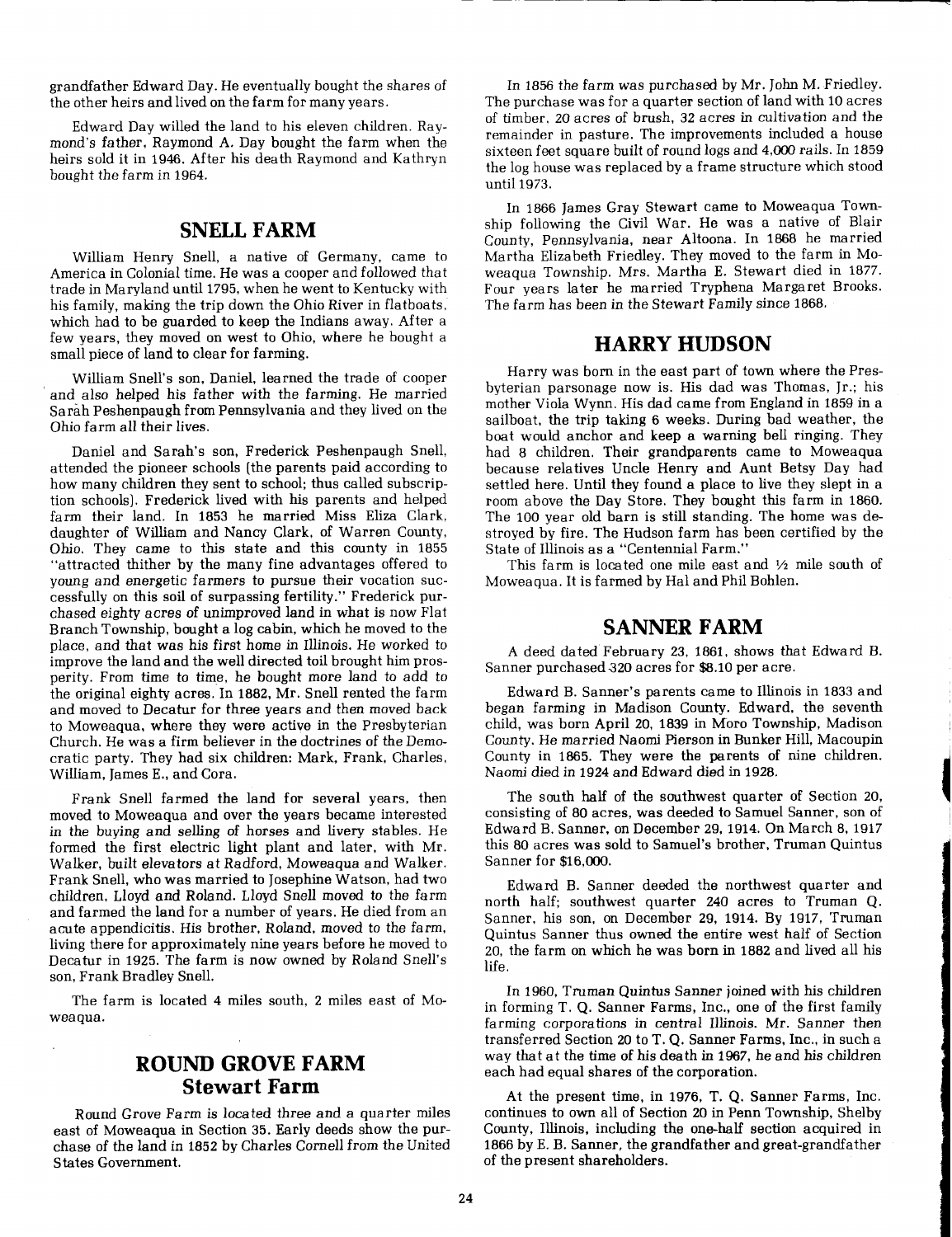grandfather Edward Day. He eventually bought the shares of the other heirs and lived on the farm for many years.

Edward Day willed the land to his eleven children. Raymond's father, Raymond A. Day bought the farm when the heirs sold it in 1946. After his death Raymond and Kathryn bought the farm in 1964.

## SNELL FARM

William Henry Snell, a native of Germany, came to America in Colonial time. He was a cooper and followed that trade in Maryland until 1795, when he went to Kentucky with his family, making the trip down the Ohio River in flatboats, which had to be guarded to keep the Indians away. After a few years, they moved on west to Ohio, where he bought a small piece of land to clear for farming.

William Snell's son, Daniel, learned the trade of cooper and also helped his father with the farming. He married Sarah Peshenpaugh from Pennsylvania and they lived on the Ohio farm all their lives.

Daniel and Sarah's son, Frederick Peshenpaugh Snell, attended the pioneer schools (the parents paid according to how many children they sent to school; thus called subscription schools). Frederick lived with his parents and helped farm their land. In 1853 he married Miss Eliza Clark, daughter of William and Nancy Clark, of Warren County, Ohio. They came to this state and this county in 1855 "attracted thither by the many fine advantages offered to young and energetic farmers to pursue their vocation successfully on this soil of surpassing fertility." Frederick purchased eighty acres of unimproved land in what is now Flat Branch Township, bought a log cabin, which he moved to the place, and that was his first home in Illinois. He worked to improve the land and the well directed toil brought him prosperity. From time to time, he bought more land to add to the original eighty acres. In 1882, Mr. Snell rented the farm and moved to Decatur for three years and then moved back to Moweaqua, where they were active in the Presbyterian Church. He was a firm believer in the doctrines of the Democratic party. They had six children: Mark, Frank, Charles, William, James E., and Cora.

Frank Snell farmed the land for several years, then moved to Moweaqua and over the years became interested in the buying and selling of horses and livery stables. He formed the first electric light plant and later, with Mr. Walker, built elevators at Radford, Moweaqua and Walker. Frank Snell, who was married to Josephine Watson, had two children, Lloyd and Roland. Lloyd Snell moved to the farm and farmed the land for a number of years. He died from an acute appendicitis. His brother, Roland, moved to the farm, living there for approximately nine years before he moved to Decatur in 1925. The farm is now owned by Roland Snell's son, Frank Bradley Snell.

The farm is located 4 miles south, 2 miles east of Moweaqua.

## ROUND GROVE FARM
### Stewart Farm

Round Grove Farm is located three and a quarter miles east of Moweaqua in Section 35. Early deeds show the purchase of the land in 1852 by Charles Cornell from the United States Government.

In 1856 the farm was purchased by Mr. John M. Friedley. The purchase was for a quarter section of land with 10 acres of timber, 20 acres of brush, 32 acres in cultivation and the remainder in pasture. The improvements included a house sixteen feet square built of round logs and 4,000 rails. In 1859 the log house was replaced by a frame structure which stood until 1973.

In 1866 James Gray Stewart came to Moweaqua Township following the Civil War. He was a native of Blair County, Pennsylvania, near Altoona. In 1868 he married Martha Elizabeth Friedley. They moved to the farm in Moweaqua Township. Mrs. Martha E. Stewart died in 1877. Four years later he married Tryphena Margaret Brooks. The farm has been in the Stewart Family since 1868.

## HARRY HUDSON

Harry was born in the east part of town where the Presbyterian parsonage now is. His dad was Thomas, Jr.; his mother Viola Wynn. His dad came from England in 1859 in a sailboat, the trip taking 6 weeks. During bad weather, the boat would anchor and keep a warning bell ringing. They had 8 children. Their grandparents came to Moweaqua because relatives Uncle Henry and Aunt Betsy Day had settled here. Until they found a place to live they slept in a room above the Day Store. They bought this farm in 1860. The 100 year old barn is still standing. The home was destroyed by fire. The Hudson farm has been certified by the State of Illinois as a "Centennial Farm."

This farm is located one mile east and ½ mile south of Moweaqua. It is farmed by Hal and Phil Bohlen.

## SANNER FARM

A deed dated February 23, 1861, shows that Edward B. Sanner purchased 320 acres for $8.10 per acre.

Edward B. Sanner's parents came to Illinois in 1833 and began farming in Madison County. Edward, the seventh child, was born April 20, 1839 in Moro Township, Madison County. He married Naomi Pierson in Bunker Hill, Macoupin County in 1865. They were the parents of nine children. Naomi died in 1924 and Edward died in 1928.

The south half of the southwest quarter of Section 20, consisting of 80 acres, was deeded to Samuel Sanner, son of Edward B. Sanner, on December 29, 1914. On March 8, 1917 this 80 acres was sold to Samuel's brother, Truman Quintus Sanner for $16,000.

Edward B. Sanner deeded the northwest quarter and north half; southwest quarter 240 acres to Truman Q. Sanner, his son, on December 29, 1914. By 1917, Truman Quintus Sanner thus owned the entire west half of Section 20, the farm on which he was born in 1882 and lived all his life.

In 1960, Truman Quintus Sanner joined with his children in forming T. Q. Sanner Farms, Inc., one of the first family farming corporations in central Illinois. Mr. Sanner then transferred Section 20 to T. Q. Sanner Farms, Inc., in such a way that at the time of his death in 1967, he and his children each had equal shares of the corporation.

At the present time, in 1976, T. Q. Sanner Farms, Inc. continues to own all of Section 20 in Penn Township, Shelby County, Illinois, including the one-half section acquired in 1866 by E. B. Sanner, the grandfather and great-grandfather of the present shareholders.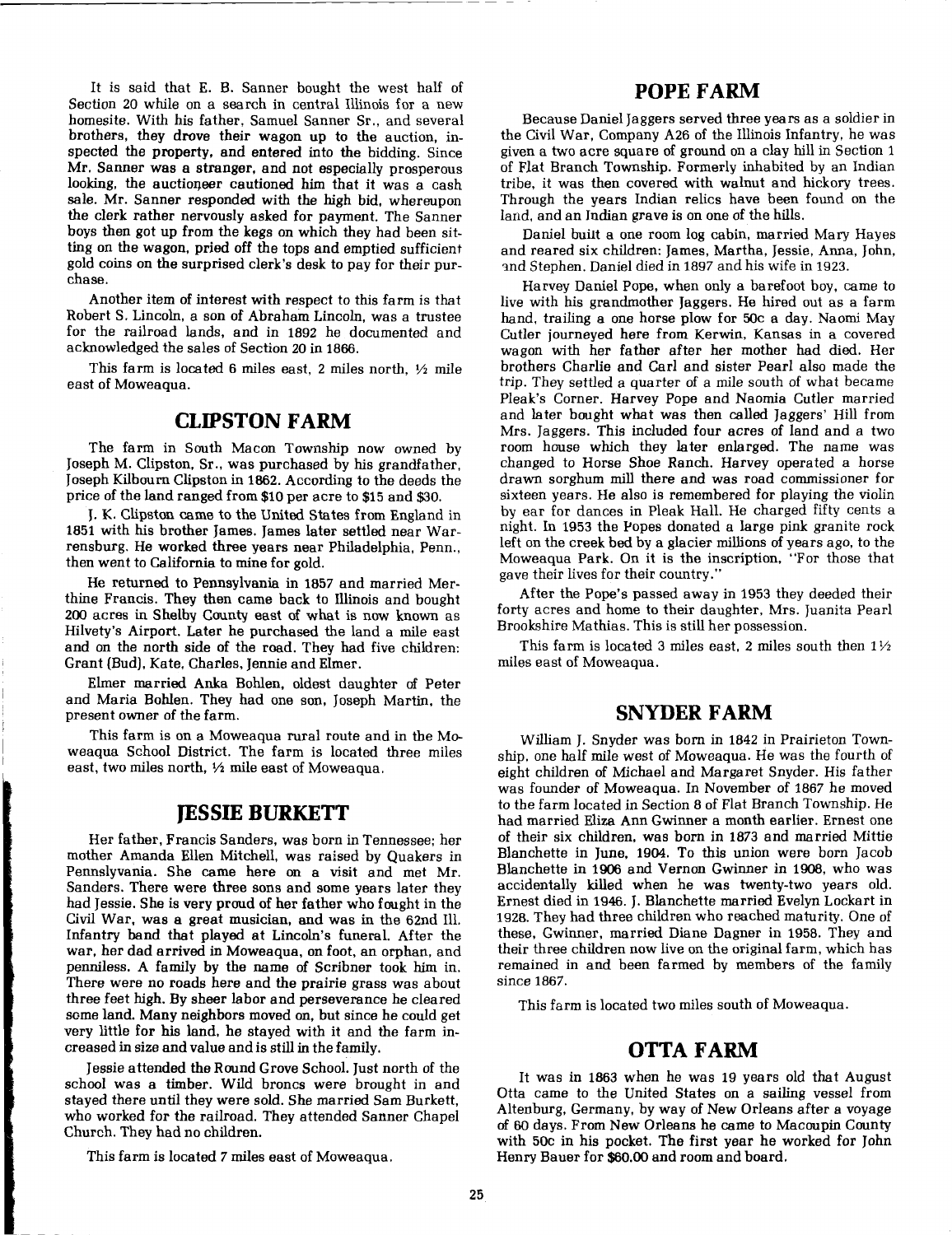It is said that E. B. Sanner bought the west half of Section 20 while on a search in central Illinois for a new homesite. With his father, Samuel Sanner Sr., and several brothers, they drove their wagon up to the auction, inspected the property, and entered into the bidding. Since Mr. Sanner was a stranger, and not especially prosperous looking, the auctioneer cautioned him that it was a cash sale. Mr. Sanner responded with the high bid, whereupon the clerk rather nervously asked for payment. The Sanner boys then got up from the kegs on which they had been sitting on the wagon, pried off the tops and emptied sufficient gold coins on the surprised clerk's desk to pay for their purchase.

Another item of interest with respect to this farm is that Robert S. Lincoln, a son of Abraham Lincoln, was a trustee for the railroad lands, and in 1892 he documented and acknowledged the sales of Section 20 in 1866.

This farm is located 6 miles east, 2 miles north, ½ mile east of Moweaqua.

## CLIPSTON FARM

The farm in South Macon Township now owned by Joseph M. Clipston, Sr., was purchased by his grandfather, Joseph Kilbourn Clipston in 1862. According to the deeds the price of the land ranged from $10 per acre to $15 and $30.

J. K. Clipston came to the United States from England in 1851 with his brother James. James later settled near Warrensburg. He worked three years near Philadelphia, Penn., then went to California to mine for gold.

He returned to Pennsylvania in 1857 and married Merthine Francis. They then came back to Illinois and bought 200 acres in Shelby County east of what is now known as Hilvety's Airport. Later he purchased the land a mile east and on the north side of the road. They had five children: Grant (Bud), Kate, Charles, Jennie and Elmer.

Elmer married Anka Bohlen, oldest daughter of Peter and Maria Bohlen. They had one son, Joseph Martin, the present owner of the farm.

This farm is on a Moweaqua rural route and in the Moweaqua School District. The farm is located three miles east, two miles north, ½ mile east of Moweaqua.

## JESSIE BURKETT

Her father, Francis Sanders, was born in Tennessee; her mother Amanda Ellen Mitchell, was raised by Quakers in Pennslyvania. She came here on a visit and met Mr. Sanders. There were three sons and some years later they had Jessie. She is very proud of her father who fought in the Civil War, was a great musician, and was in the 62nd Ill. Infantry band that played at Lincoln's funeral. After the war, her dad arrived in Moweaqua, on foot, an orphan, and penniless. A family by the name of Scribner took him in. There were no roads here and the prairie grass was about three feet high. By sheer labor and perseverance he cleared some land. Many neighbors moved on, but since he could get very little for his land, he stayed with it and the farm increased in size and value and is still in the family.

Jessie attended the Round Grove School. Just north of the school was a timber. Wild broncs were brought in and stayed there until they were sold. She married Sam Burkett, who worked for the railroad. They attended Sanner Chapel Church. They had no children.

This farm is located 7 miles east of Moweaqua.

## POPE FARM

Because Daniel Jaggers served three years as a soldier in the Civil War, Company A26 of the Illinois Infantry, he was given a two acre square of ground on a clay hill in Section 1 of Flat Branch Township. Formerly inhabited by an Indian tribe, it was then covered with walnut and hickory trees. Through the years Indian relics have been found on the land, and an Indian grave is on one of the hills.

Daniel built a one room log cabin, married Mary Hayes and reared six children: James, Martha, Jessie, Anna, John, and Stephen. Daniel died in 1897 and his wife in 1923.

Harvey Daniel Pope, when only a barefoot boy, came to live with his grandmother Jaggers. He hired out as a farm hand, trailing a one horse plow for 50c a day. Naomi May Cutler journeyed here from Kerwin, Kansas in a covered wagon with her father after her mother had died. Her brothers Charlie and Carl and sister Pearl also made the trip. They settled a quarter of a mile south of what became Pleak's Corner. Harvey Pope and Naomia Cutler married and later bought what was then called Jaggers' Hill from Mrs. Jaggers. This included four acres of land and a two room house which they later enlarged. The name was changed to Horse Shoe Ranch. Harvey operated a horse drawn sorghum mill there and was road commissioner for sixteen years. He also is remembered for playing the violin by ear for dances in Pleak Hall. He charged fifty cents a night. In 1953 the Popes donated a large pink granite rock left on the creek bed by a glacier millions of years ago, to the Moweaqua Park. On it is the inscription, "For those that gave their lives for their country."

After the Pope's passed away in 1953 they deeded their forty acres and home to their daughter, Mrs. Juanita Pearl Brookshire Mathias. This is still her possession.

This farm is located 3 miles east, 2 miles south then 1½ miles east of Moweaqua.

## SNYDER FARM

William J. Snyder was born in 1842 in Prairieton Township, one half mile west of Moweaqua. He was the fourth of eight children of Michael and Margaret Snyder. His father was founder of Moweaqua. In November of 1867 he moved to the farm located in Section 8 of Flat Branch Township. He had married Eliza Ann Gwinner a month earlier. Ernest one of their six children, was born in 1873 and married Mittie Blanchette in June, 1904. To this union were born Jacob Blanchette in 1906 and Vernon Gwinner in 1908, who was accidentally killed when he was twenty-two years old. Ernest died in 1946. J. Blanchette married Evelyn Lockart in 1928. They had three children who reached maturity. One of these, Gwinner, married Diane Dagner in 1958. They and their three children now live on the original farm, which has remained in and been farmed by members of the family since 1867.

This farm is located two miles south of Moweaqua.

## OTTA FARM

It was in 1863 when he was 19 years old that August Otta came to the United States on a sailing vessel from Altenburg, Germany, by way of New Orleans after a voyage of 60 days. From New Orleans he came to Macoupin County with 50c in his pocket. The first year he worked for John Henry Bauer for $60.00 and room and board.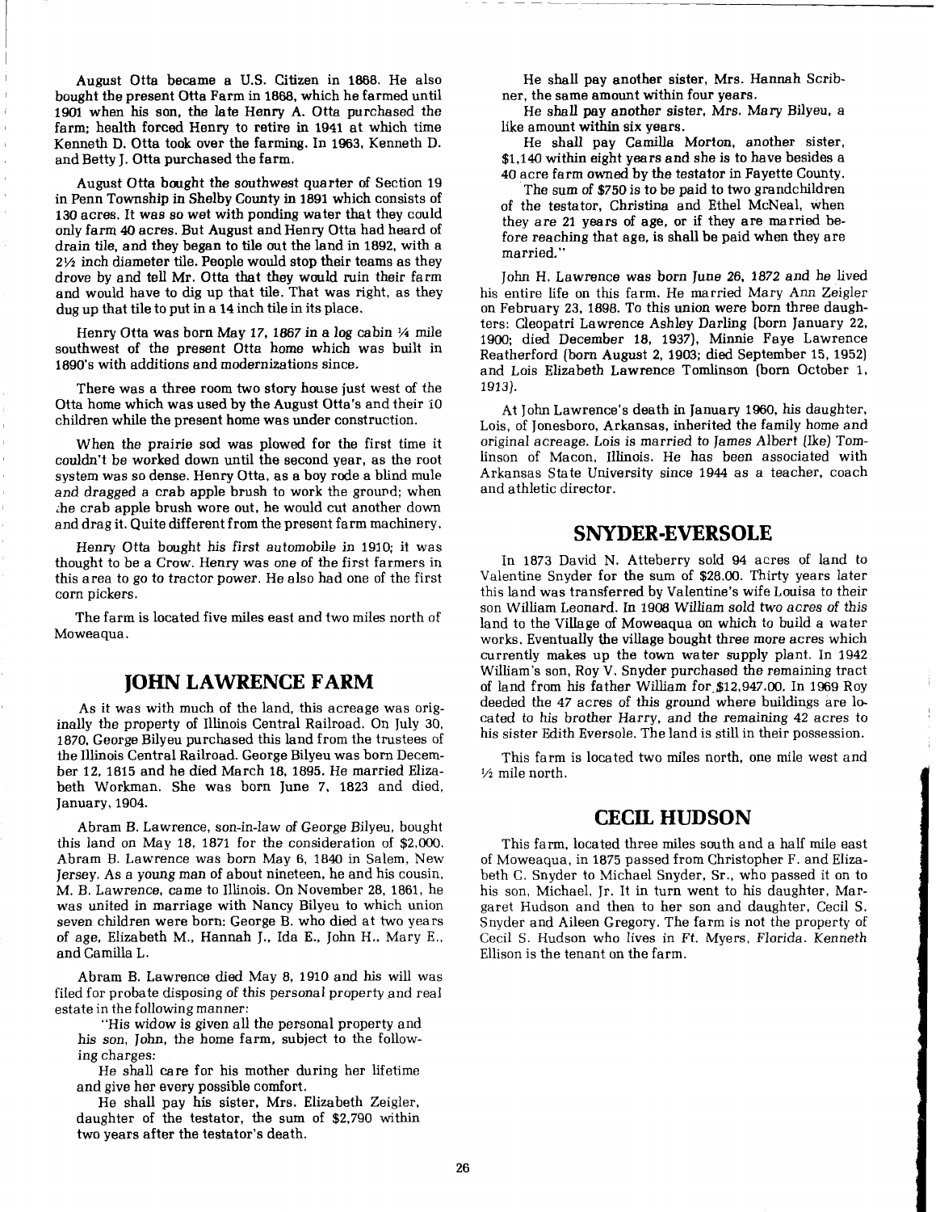August Otta became a U.S. Citizen in 1868. He also bought the present Otta Farm in 1868, which he farmed until 1901 when his son, the late Henry A. Otta purchased the farm; health forced Henry to retire in 1941 at which time Kenneth D. Otta took over the farming. In 1963, Kenneth D. and Betty J. Otta purchased the farm.

August Otta bought the southwest quarter of Section 19 in Penn Township in Shelby County in 1891 which consists of 130 acres. It was so wet with ponding water that they could only farm 40 acres. But August and Henry Otta had heard of drain tile, and they began to tile out the land in 1892, with a 2½ inch diameter tile. People would stop their teams as they drove by and tell Mr. Otta that they would ruin their farm and would have to dig up that tile. That was right, as they dug up that tile to put in a 14 inch tile in its place.

Henry Otta was born May 17, 1867 in a log cabin ¼ mile southwest of the present Otta home which was built in 1890's with additions and modernizations since.

There was a three room two story house just west of the Otta home which was used by the August Otta's and their 10 children while the present home was under construction.

When the prairie sod was plowed for the first time it couldn't be worked down until the second year, as the root system was so dense. Henry Otta, as a boy rode a blind mule and dragged a crab apple brush to work the ground; when the crab apple brush wore out, he would cut another down and drag it. Quite different from the present farm machinery.

Henry Otta bought his first automobile in 1910; it was thought to be a Crow. Henry was one of the first farmers in this area to go to tractor power. He also had one of the first corn pickers.

The farm is located five miles east and two miles north of Moweaqua.

## JOHN LAWRENCE FARM

As it was with much of the land, this acreage was originally the property of Illinois Central Railroad. On July 30, 1870, George Bilyeu purchased this land from the trustees of the Illinois Central Railroad. George Bilyeu was born December 12, 1815 and he died March 18, 1895. He married Elizabeth Workman. She was born June 7, 1823 and died, January, 1904.

Abram B. Lawrence, son-in-law of George Bilyeu, bought this land on May 18, 1871 for the consideration of $2,000. Abram B. Lawrence was born May 6, 1840 in Salem, New Jersey. As a young man of about nineteen, he and his cousin, M. B. Lawrence, came to Illinois. On November 28, 1861, he was united in marriage with Nancy Bilyeu to which union seven children were born: George B. who died at two years of age, Elizabeth M., Hannah J., Ida E., John H., Mary E., and Camilla L.

Abram B. Lawrence died May 8, 1910 and his will was filed for probate disposing of this personal property and real estate in the following manner:

"His widow is given all the personal property and his son, John, the home farm, subject to the following charges:

He shall care for his mother during her lifetime and give her every possible comfort.

He shall pay his sister, Mrs. Elizabeth Zeigler, daughter of the testator, the sum of $2,790 within two years after the testator's death.

He shall pay another sister, Mrs. Hannah Scribner, the same amount within four years.

He shall pay another sister, Mrs. Mary Bilyeu, a like amount within six years.

He shall pay Camilla Morton, another sister, $1,140 within eight years and she is to have besides a 40 acre farm owned by the testator in Fayette County.

The sum of $750 is to be paid to two grandchildren of the testator, Christina and Ethel McNeal, when they are 21 years of age, or if they are married before reaching that age, is shall be paid when they are married."

John H. Lawrence was born June 26, 1872 and he lived his entire life on this farm. He married Mary Ann Zeigler on February 23, 1898. To this union were born three daughters: Cleopatri Lawrence Ashley Darling (born January 22, 1900; died December 18, 1937), Minnie Faye Lawrence Reatherford (born August 2, 1903; died September 15, 1952) and Lois Elizabeth Lawrence Tomlinson (born October 1, 1913).

At John Lawrence's death in January 1960, his daughter, Lois, of Jonesboro, Arkansas, inherited the family home and original acreage. Lois is married to James Albert (Ike) Tomlinson of Macon, Illinois. He has been associated with Arkansas State University since 1944 as a teacher, coach and athletic director.

## SNYDER-EVERSOLE

In 1873 David N. Atteberry sold 94 acres of land to Valentine Snyder for the sum of $28.00. Thirty years later this land was transferred by Valentine's wife Louisa to their son William Leonard. In 1908 William sold two acres of this land to the Village of Moweaqua on which to build a water works. Eventually the village bought three more acres which currently makes up the town water supply plant. In 1942 William's son, Roy V. Snyder purchased the remaining tract of land from his father William for $12,947.00. In 1969 Roy deeded the 47 acres of this ground where buildings are located to his brother Harry, and the remaining 42 acres to his sister Edith Eversole. The land is still in their possession.

This farm is located two miles north, one mile west and ½ mile north.

## CECIL HUDSON

This farm, located three miles south and a half mile east of Moweaqua, in 1875 passed from Christopher F. and Elizabeth C. Snyder to Michael Snyder, Sr., who passed it on to his son, Michael, Jr. It in turn went to his daughter, Margaret Hudson and then to her son and daughter, Cecil S. Snyder and Aileen Gregory. The farm is not the property of Cecil S. Hudson who lives in Ft. Myers, Florida. Kenneth Ellison is the tenant on the farm.